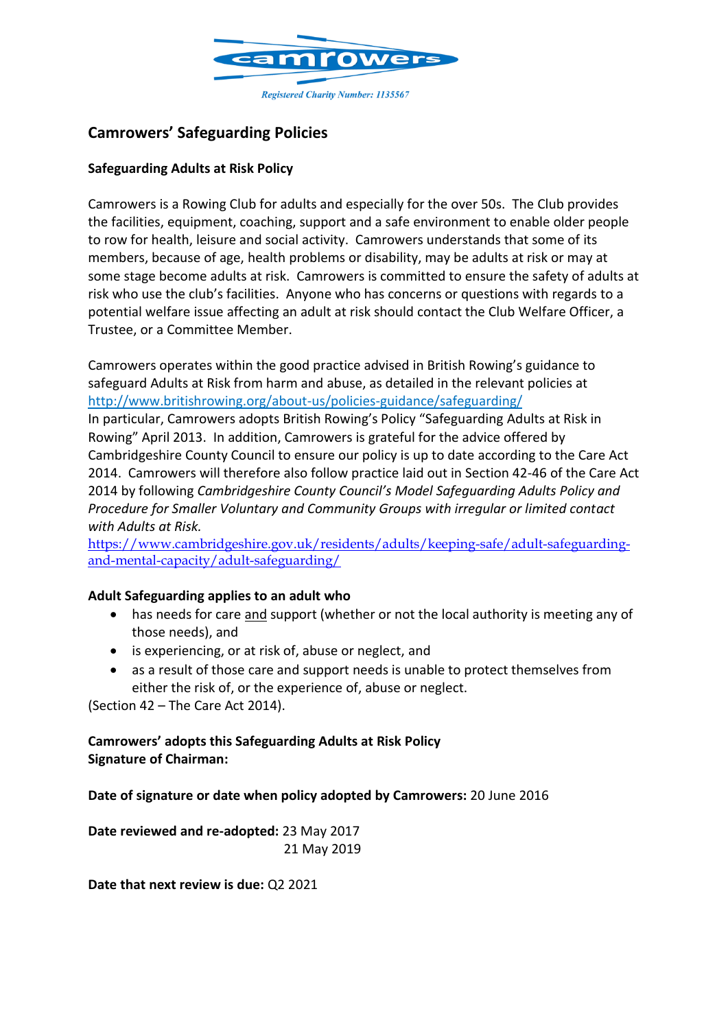Registered Charity Number: 1135567

# Camrowers' Safeguarding Policies

## Safeguarding Adults at Risk Policy

Camrowers is a Rowing Club for adults and especially for the over 50s. The Club provides the facilities, equipment, coaching, support and a safe environment to enable older people to row for health, leisure and social activity. Camrowers understands that some of its members, because of age, health problems or disability, may be adults at risk or may at some stage become adults at risk. Camrowers is committed to ensure the safety of adults at risk who use the club's facilities. Anyone who has concerns or questions with regards to a potential welfare issue affecting an adult at risk should contact the Club Welfare Officer, a Trustee, or a Committee Member.

Camrowers operates within the good practice advised in British Rowing's guidance to safeguard Adults at Risk from harm and abuse, as detailed in the relevant policies at http://www.britishrowing.org/about-us/policies-guidance/safeguarding/
In particular, Camrowers adopts British Rowing's Policy "Safeguarding Adults at Risk in Rowing" April 2013. In addition, Camrowers is grateful for the advice offered by Cambridgeshire County Council to ensure our policy is up to date according to the Care Act 2014. Camrowers will therefore also follow practice laid out in Section 42-46 of the Care Act 2014 by following *Cambridgeshire County Council's Model Safeguarding Adults Policy and Procedure for Smaller Voluntary and Community Groups with irregular or limited contact with Adults at Risk.*
https://www.cambridgeshire.gov.uk/residents/adults/keeping-safe/adult-safeguarding-and-mental-capacity/adult-safeguarding/

**Adult Safeguarding applies to an adult who**

- has needs for care <u>and</u> support (whether or not the local authority is meeting any of those needs), and
- is experiencing, or at risk of, abuse or neglect, and
- as a result of those care and support needs is unable to protect themselves from either the risk of, or the experience of, abuse or neglect.

(Section 42 – The Care Act 2014).

**Camrowers' adopts this Safeguarding Adults at Risk Policy**
**Signature of Chairman:**

**Date of signature or date when policy adopted by Camrowers:** 20 June 2016

**Date reviewed and re-adopted:** 23 May 2017
21 May 2019

**Date that next review is due:** Q2 2021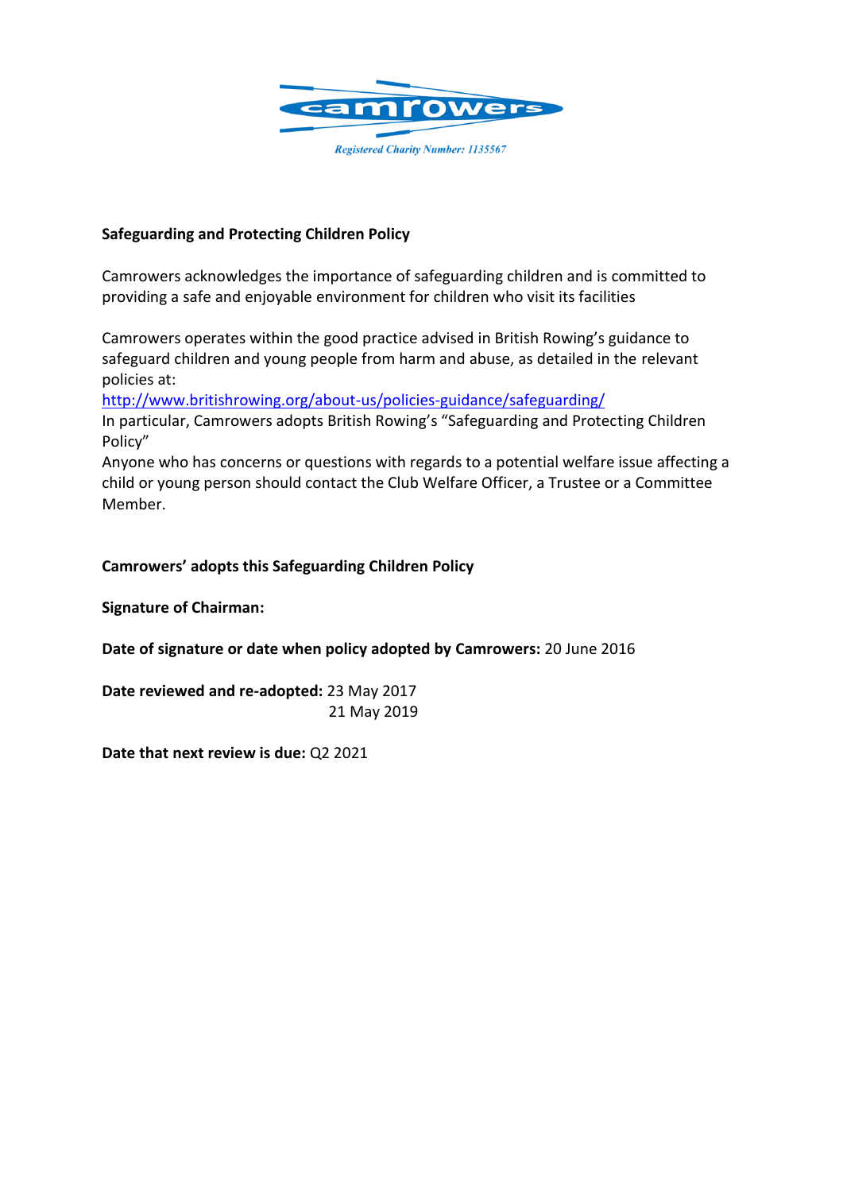camrowers

*Registered Charity Number: 1135567*

**Safeguarding and Protecting Children Policy**

Camrowers acknowledges the importance of safeguarding children and is committed to providing a safe and enjoyable environment for children who visit its facilities

Camrowers operates within the good practice advised in British Rowing's guidance to safeguard children and young people from harm and abuse, as detailed in the relevant policies at:
http://www.britishrowing.org/about-us/policies-guidance/safeguarding/
In particular, Camrowers adopts British Rowing's "Safeguarding and Protecting Children Policy"
Anyone who has concerns or questions with regards to a potential welfare issue affecting a child or young person should contact the Club Welfare Officer, a Trustee or a Committee Member.

**Camrowers' adopts this Safeguarding Children Policy**

**Signature of Chairman:**

**Date of signature or date when policy adopted by Camrowers:** 20 June 2016

**Date reviewed and re-adopted:** 23 May 2017
21 May 2019

**Date that next review is due:** Q2 2021